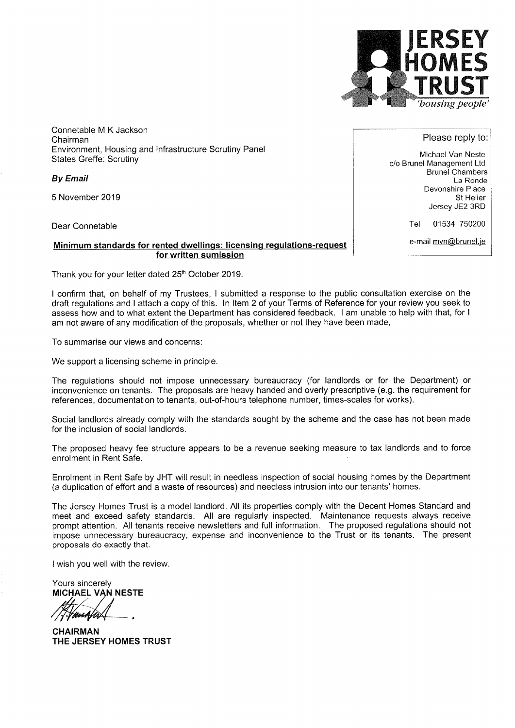**JERSEY HOMES TRUST**
*'housing people'*

Connetable M K Jackson
Chairman
Environment, Housing and Infrastructure Scrutiny Panel
States Greffe: Scrutiny

Please reply to:

Michael Van Neste
c/o Brunel Management Ltd
Brunel Chambers
La Ronde
Devonshire Place
St Helier
Jersey JE2 3RD

Tel 01534 750200

e-mail mvn@brunel.je

***By Email***

5 November 2019

Dear Connetable

**Minimum standards for rented dwellings: licensing regulations-request for written sumission**

Thank you for your letter dated 25th October 2019.

I confirm that, on behalf of my Trustees, I submitted a response to the public consultation exercise on the draft regulations and I attach a copy of this. In Item 2 of your Terms of Reference for your review you seek to assess how and to what extent the Department has considered feedback. I am unable to help with that, for I am not aware of any modification of the proposals, whether or not they have been made,

To summarise our views and concerns:

We support a licensing scheme in principle.

The regulations should not impose unnecessary bureaucracy (for landlords or for the Department) or inconvenience on tenants. The proposals are heavy handed and overly prescriptive (e.g. the requirement for references, documentation to tenants, out-of-hours telephone number, times-scales for works).

Social landlords already comply with the standards sought by the scheme and the case has not been made for the inclusion of social landlords.

The proposed heavy fee structure appears to be a revenue seeking measure to tax landlords and to force enrolment in Rent Safe.

Enrolment in Rent Safe by JHT will result in needless inspection of social housing homes by the Department (a duplication of effort and a waste of resources) and needless intrusion into our tenants' homes.

The Jersey Homes Trust is a model landlord. All its properties comply with the Decent Homes Standard and meet and exceed safety standards. All are regularly inspected. Maintenance requests always receive prompt attention. All tenants receive newsletters and full information. The proposed regulations should not impose unnecessary bureaucracy, expense and inconvenience to the Trust or its tenants. The present proposals do exactly that.

I wish you well with the review.

Yours sincerely
**MICHAEL VAN NESTE**

**CHAIRMAN**
**THE JERSEY HOMES TRUST**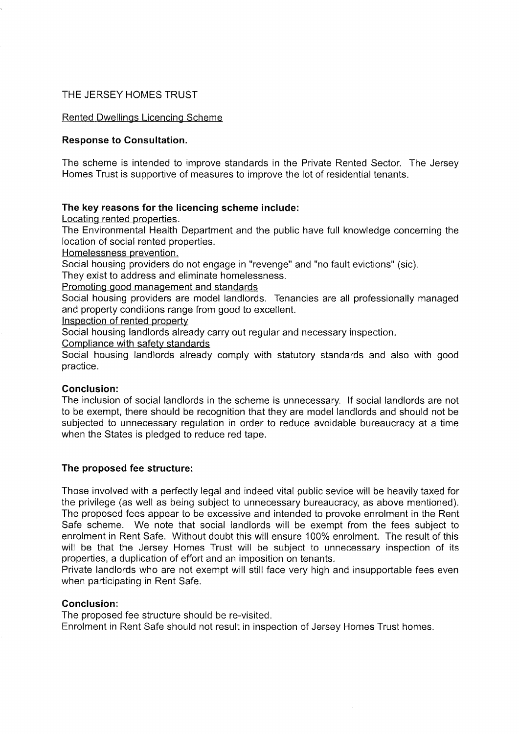THE JERSEY HOMES TRUST

Rented Dwellings Licencing Scheme

**Response to Consultation.**

The scheme is intended to improve standards in the Private Rented Sector. The Jersey Homes Trust is supportive of measures to improve the lot of residential tenants.

**The key reasons for the licencing scheme include:**

Locating rented properties.
The Environmental Health Department and the public have full knowledge concerning the location of social rented properties.

Homelessness prevention.
Social housing providers do not engage in "revenge" and "no fault evictions" (sic).
They exist to address and eliminate homelessness.

Promoting good management and standards
Social housing providers are model landlords. Tenancies are all professionally managed and property conditions range from good to excellent.

Inspection of rented property
Social housing landlords already carry out regular and necessary inspection.

Compliance with safety standards
Social housing landlords already comply with statutory standards and also with good practice.

**Conclusion:**

The inclusion of social landlords in the scheme is unnecessary. If social landlords are not to be exempt, there should be recognition that they are model landlords and should not be subjected to unnecessary regulation in order to reduce avoidable bureaucracy at a time when the States is pledged to reduce red tape.

**The proposed fee structure:**

Those involved with a perfectly legal and indeed vital public sevice will be heavily taxed for the privilege (as well as being subject to unnecessary bureaucracy, as above mentioned). The proposed fees appear to be excessive and intended to provoke enrolment in the Rent Safe scheme. We note that social landlords will be exempt from the fees subject to enrolment in Rent Safe. Without doubt this will ensure 100% enrolment. The result of this will be that the Jersey Homes Trust will be subject to unnecessary inspection of its properties, a duplication of effort and an imposition on tenants.
Private landlords who are not exempt will still face very high and insupportable fees even when participating in Rent Safe.

**Conclusion:**

The proposed fee structure should be re-visited.
Enrolment in Rent Safe should not result in inspection of Jersey Homes Trust homes.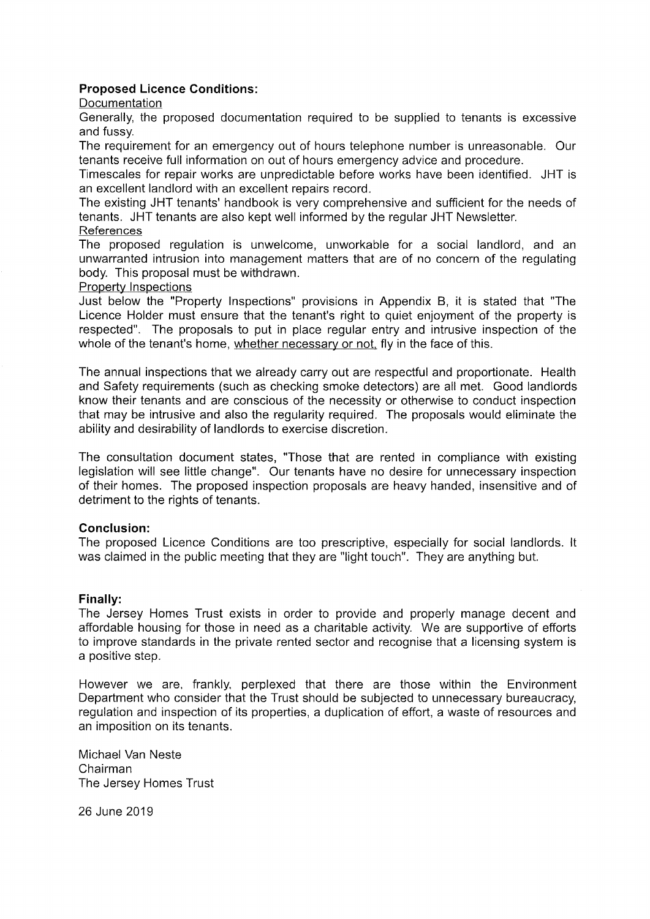**Proposed Licence Conditions:**

Documentation

Generally, the proposed documentation required to be supplied to tenants is excessive and fussy.

The requirement for an emergency out of hours telephone number is unreasonable. Our tenants receive full information on out of hours emergency advice and procedure.

Timescales for repair works are unpredictable before works have been identified. JHT is an excellent landlord with an excellent repairs record.

The existing JHT tenants' handbook is very comprehensive and sufficient for the needs of tenants. JHT tenants are also kept well informed by the regular JHT Newsletter.

References

The proposed regulation is unwelcome, unworkable for a social landlord, and an unwarranted intrusion into management matters that are of no concern of the regulating body. This proposal must be withdrawn.

Property Inspections

Just below the "Property Inspections" provisions in Appendix B, it is stated that "The Licence Holder must ensure that the tenant's right to quiet enjoyment of the property is respected". The proposals to put in place regular entry and intrusive inspection of the whole of the tenant's home, whether necessary or not, fly in the face of this.

The annual inspections that we already carry out are respectful and proportionate. Health and Safety requirements (such as checking smoke detectors) are all met. Good landlords know their tenants and are conscious of the necessity or otherwise to conduct inspection that may be intrusive and also the regularity required. The proposals would eliminate the ability and desirability of landlords to exercise discretion.

The consultation document states, "Those that are rented in compliance with existing legislation will see little change". Our tenants have no desire for unnecessary inspection of their homes. The proposed inspection proposals are heavy handed, insensitive and of detriment to the rights of tenants.

**Conclusion:**

The proposed Licence Conditions are too prescriptive, especially for social landlords. It was claimed in the public meeting that they are "light touch". They are anything but.

**Finally:**

The Jersey Homes Trust exists in order to provide and properly manage decent and affordable housing for those in need as a charitable activity. We are supportive of efforts to improve standards in the private rented sector and recognise that a licensing system is a positive step.

However we are, frankly, perplexed that there are those within the Environment Department who consider that the Trust should be subjected to unnecessary bureaucracy, regulation and inspection of its properties, a duplication of effort, a waste of resources and an imposition on its tenants.

Michael Van Neste
Chairman
The Jersey Homes Trust

26 June 2019